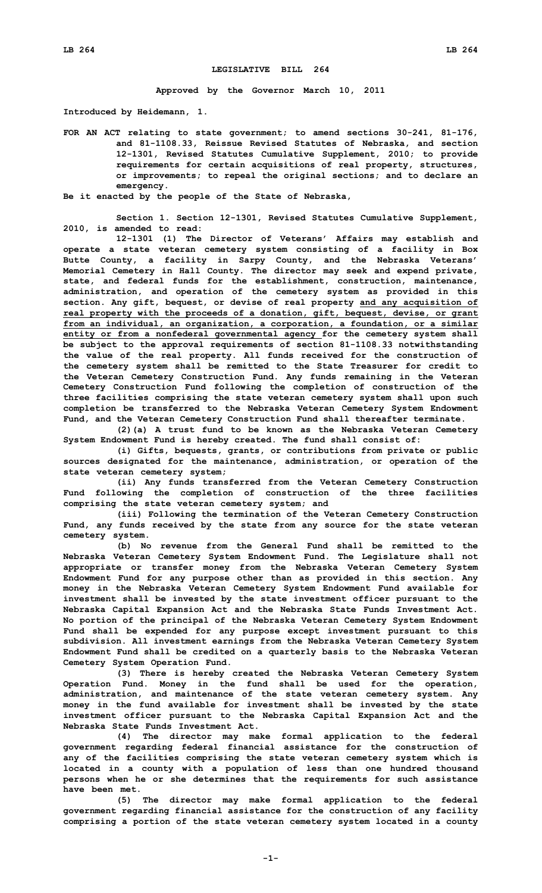# LEGISLATIVE BILL 264

**Approved by the Governor March 10, 2011**

**Introduced by Heidemann, 1.**

**FOR AN ACT relating to state government; to amend sections 30-241, 81-176, and 81-1108.33, Reissue Revised Statutes of Nebraska, and section 12-1301, Revised Statutes Cumulative Supplement, 2010; to provide requirements for certain acquisitions of real property, structures, or improvements; to repeal the original sections; and to declare an emergency.**

**Be it enacted by the people of the State of Nebraska,**

**Section 1. Section 12-1301, Revised Statutes Cumulative Supplement, 2010, is amended to read:**

**12-1301 (1) The Director of Veterans' Affairs may establish and operate a state veteran cemetery system consisting of a facility in Box Butte County, a facility in Sarpy County, and the Nebraska Veterans' Memorial Cemetery in Hall County. The director may seek and expend private, state, and federal funds for the establishment, construction, maintenance, administration, and operation of the cemetery system as provided in this section. Any gift, bequest, or devise of real property <u>and any acquisition of real property with the proceeds of a donation, gift, bequest, devise, or grant from an individual, an organization, a corporation, a foundation, or a similar entity or from a nonfederal governmental agency</u> for the cemetery system shall be subject to the approval requirements of section 81-1108.33 notwithstanding the value of the real property. All funds received for the construction of the cemetery system shall be remitted to the State Treasurer for credit to the Veteran Cemetery Construction Fund. Any funds remaining in the Veteran Cemetery Construction Fund following the completion of construction of the three facilities comprising the state veteran cemetery system shall upon such completion be transferred to the Nebraska Veteran Cemetery System Endowment Fund, and the Veteran Cemetery Construction Fund shall thereafter terminate.**

**(2)(a) A trust fund to be known as the Nebraska Veteran Cemetery System Endowment Fund is hereby created. The fund shall consist of:**

**(i) Gifts, bequests, grants, or contributions from private or public sources designated for the maintenance, administration, or operation of the state veteran cemetery system;**

**(ii) Any funds transferred from the Veteran Cemetery Construction Fund following the completion of construction of the three facilities comprising the state veteran cemetery system; and**

**(iii) Following the termination of the Veteran Cemetery Construction Fund, any funds received by the state from any source for the state veteran cemetery system.**

**(b) No revenue from the General Fund shall be remitted to the Nebraska Veteran Cemetery System Endowment Fund. The Legislature shall not appropriate or transfer money from the Nebraska Veteran Cemetery System Endowment Fund for any purpose other than as provided in this section. Any money in the Nebraska Veteran Cemetery System Endowment Fund available for investment shall be invested by the state investment officer pursuant to the Nebraska Capital Expansion Act and the Nebraska State Funds Investment Act. No portion of the principal of the Nebraska Veteran Cemetery System Endowment Fund shall be expended for any purpose except investment pursuant to this subdivision. All investment earnings from the Nebraska Veteran Cemetery System Endowment Fund shall be credited on a quarterly basis to the Nebraska Veteran Cemetery System Operation Fund.**

**(3) There is hereby created the Nebraska Veteran Cemetery System Operation Fund. Money in the fund shall be used for the operation, administration, and maintenance of the state veteran cemetery system. Any money in the fund available for investment shall be invested by the state investment officer pursuant to the Nebraska Capital Expansion Act and the Nebraska State Funds Investment Act.**

**(4) The director may make formal application to the federal government regarding federal financial assistance for the construction of any of the facilities comprising the state veteran cemetery system which is located in a county with a population of less than one hundred thousand persons when he or she determines that the requirements for such assistance have been met.**

**(5) The director may make formal application to the federal government regarding financial assistance for the construction of any facility comprising a portion of the state veteran cemetery system located in a county**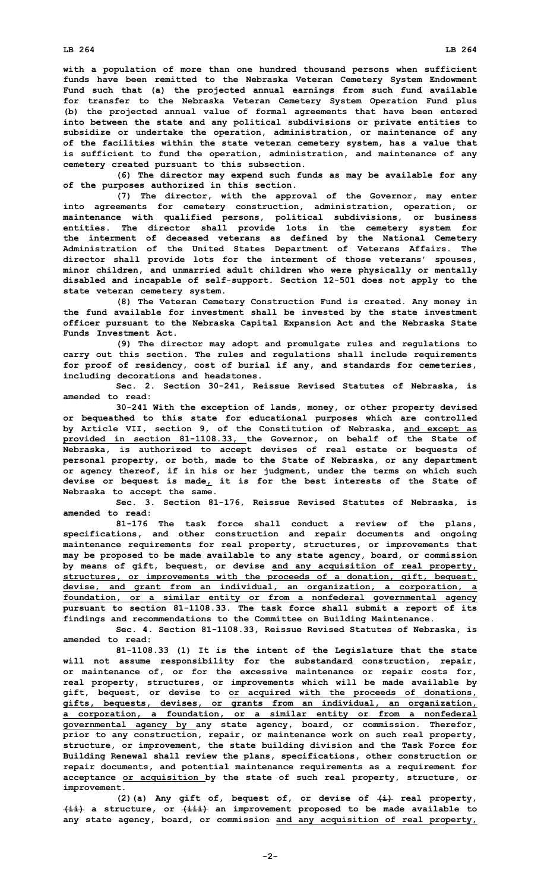with a population of more than one hundred thousand persons when sufficient funds have been remitted to the Nebraska Veteran Cemetery System Endowment Fund such that (a) the projected annual earnings from such fund available for transfer to the Nebraska Veteran Cemetery System Operation Fund plus (b) the projected annual value of formal agreements that have been entered into between the state and any political subdivisions or private entities to subsidize or undertake the operation, administration, or maintenance of any of the facilities within the state veteran cemetery system, has a value that is sufficient to fund the operation, administration, and maintenance of any cemetery created pursuant to this subsection.

(6) The director may expend such funds as may be available for any of the purposes authorized in this section.

(7) The director, with the approval of the Governor, may enter into agreements for cemetery construction, administration, operation, or maintenance with qualified persons, political subdivisions, or business entities. The director shall provide lots in the cemetery system for the interment of deceased veterans as defined by the National Cemetery Administration of the United States Department of Veterans Affairs. The director shall provide lots for the interment of those veterans' spouses, minor children, and unmarried adult children who were physically or mentally disabled and incapable of self-support. Section 12-501 does not apply to the state veteran cemetery system.

(8) The Veteran Cemetery Construction Fund is created. Any money in the fund available for investment shall be invested by the state investment officer pursuant to the Nebraska Capital Expansion Act and the Nebraska State Funds Investment Act.

(9) The director may adopt and promulgate rules and regulations to carry out this section. The rules and regulations shall include requirements for proof of residency, cost of burial if any, and standards for cemeteries, including decorations and headstones.

Sec. 2. Section 30-241, Reissue Revised Statutes of Nebraska, is amended to read:

30-241 With the exception of lands, money, or other property devised or bequeathed to this state for educational purposes which are controlled by Article VII, section 9, of the Constitution of Nebraska, and except as provided in section 81-1108.33, the Governor, on behalf of the State of Nebraska, is authorized to accept devises of real estate or bequests of personal property, or both, made to the State of Nebraska, or any department or agency thereof, if in his or her judgment, under the terms on which such devise or bequest is made, it is for the best interests of the State of Nebraska to accept the same.

Sec. 3. Section 81-176, Reissue Revised Statutes of Nebraska, is amended to read:

81-176 The task force shall conduct a review of the plans, specifications, and other construction and repair documents and ongoing maintenance requirements for real property, structures, or improvements that may be proposed to be made available to any state agency, board, or commission by means of gift, bequest, or devise and any acquisition of real property, structures, or improvements with the proceeds of a donation, gift, bequest, devise, and grant from an individual, an organization, a corporation, a foundation, or a similar entity or from a nonfederal governmental agency pursuant to section 81-1108.33. The task force shall submit a report of its findings and recommendations to the Committee on Building Maintenance.

Sec. 4. Section 81-1108.33, Reissue Revised Statutes of Nebraska, is amended to read:

81-1108.33 (1) It is the intent of the Legislature that the state will not assume responsibility for the substandard construction, repair, or maintenance of, or for the excessive maintenance or repair costs for, real property, structures, or improvements which will be made available by gift, bequest, or devise to or acquired with the proceeds of donations, gifts, bequests, devises, or grants from an individual, an organization, a corporation, a foundation, or a similar entity or from a nonfederal governmental agency by any state agency, board, or commission. Therefor, prior to any construction, repair, or maintenance work on such real property, structure, or improvement, the state building division and the Task Force for Building Renewal shall review the plans, specifications, other construction or repair documents, and potential maintenance requirements as a requirement for acceptance or acquisition by the state of such real property, structure, or improvement.

(2)(a) Any gift of, bequest of, or devise of ~~(i)~~ real property, ~~(ii)~~ a structure, or ~~(iii)~~ an improvement proposed to be made available to any state agency, board, or commission and any acquisition of real property,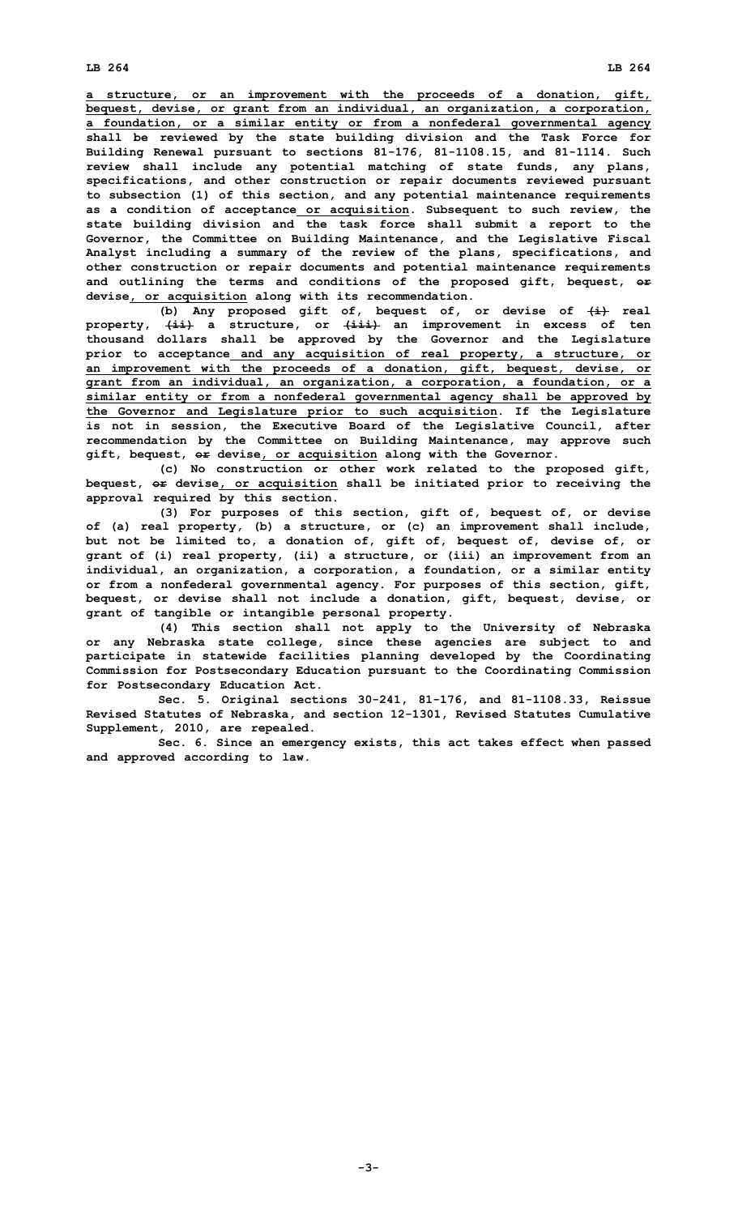a structure, or an improvement with the proceeds of a donation, gift, bequest, devise, or grant from an individual, an organization, a corporation, a foundation, or a similar entity or from a nonfederal governmental agency shall be reviewed by the state building division and the Task Force for Building Renewal pursuant to sections 81-176, 81-1108.15, and 81-1114. Such review shall include any potential matching of state funds, any plans, specifications, and other construction or repair documents reviewed pursuant to subsection (1) of this section, and any potential maintenance requirements as a condition of acceptance or acquisition. Subsequent to such review, the state building division and the task force shall submit a report to the Governor, the Committee on Building Maintenance, and the Legislative Fiscal Analyst including a summary of the review of the plans, specifications, and other construction or repair documents and potential maintenance requirements and outlining the terms and conditions of the proposed gift, bequest, or devise, or acquisition along with its recommendation.

(b) Any proposed gift of, bequest of, or devise of (i) real property, (ii) a structure, or (iii) an improvement in excess of ten thousand dollars shall be approved by the Governor and the Legislature prior to acceptance and any acquisition of real property, a structure, or an improvement with the proceeds of a donation, gift, bequest, devise, or grant from an individual, an organization, a corporation, a foundation, or a similar entity or from a nonfederal governmental agency shall be approved by the Governor and Legislature prior to such acquisition. If the Legislature is not in session, the Executive Board of the Legislative Council, after recommendation by the Committee on Building Maintenance, may approve such gift, bequest, or devise, or acquisition along with the Governor.

(c) No construction or other work related to the proposed gift, bequest, or devise, or acquisition shall be initiated prior to receiving the approval required by this section.

(3) For purposes of this section, gift of, bequest of, or devise of (a) real property, (b) a structure, or (c) an improvement shall include, but not be limited to, a donation of, gift of, bequest of, devise of, or grant of (i) real property, (ii) a structure, or (iii) an improvement from an individual, an organization, a corporation, a foundation, or a similar entity or from a nonfederal governmental agency. For purposes of this section, gift, bequest, or devise shall not include a donation, gift, bequest, devise, or grant of tangible or intangible personal property.

(4) This section shall not apply to the University of Nebraska or any Nebraska state college, since these agencies are subject to and participate in statewide facilities planning developed by the Coordinating Commission for Postsecondary Education pursuant to the Coordinating Commission for Postsecondary Education Act.

Sec. 5. Original sections 30-241, 81-176, and 81-1108.33, Reissue Revised Statutes of Nebraska, and section 12-1301, Revised Statutes Cumulative Supplement, 2010, are repealed.

Sec. 6. Since an emergency exists, this act takes effect when passed and approved according to law.